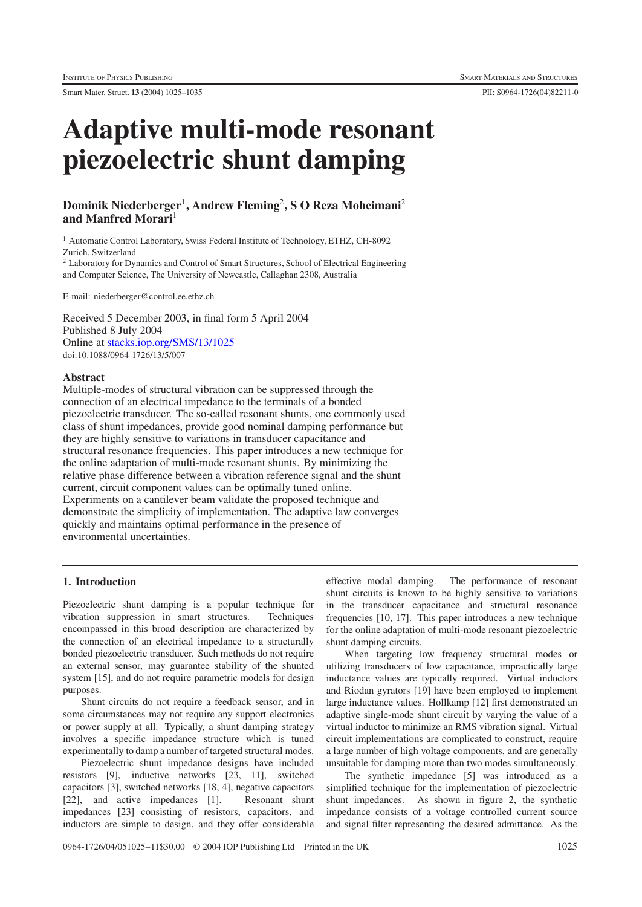# Adaptive multi-mode resonant piezoelectric shunt damping

**Dominik Niederberger[1], Andrew Fleming[2], S O Reza Moheimani[2] and Manfred Morari[1]**

[1] Automatic Control Laboratory, Swiss Federal Institute of Technology, ETHZ, CH-8092 Zurich, Switzerland

[2] Laboratory for Dynamics and Control of Smart Structures, School of Electrical Engineering and Computer Science, The University of Newcastle, Callaghan 2308, Australia

E-mail: niederberger@control.ee.ethz.ch

Received 5 December 2003, in final form 5 April 2004
Published 8 July 2004
Online at stacks.iop.org/SMS/13/1025
doi:10.1088/0964-1726/13/5/007

## Abstract

Multiple-modes of structural vibration can be suppressed through the connection of an electrical impedance to the terminals of a bonded piezoelectric transducer. The so-called resonant shunts, one commonly used class of shunt impedances, provide good nominal damping performance but they are highly sensitive to variations in transducer capacitance and structural resonance frequencies. This paper introduces a new technique for the online adaptation of multi-mode resonant shunts. By minimizing the relative phase difference between a vibration reference signal and the shunt current, circuit component values can be optimally tuned online. Experiments on a cantilever beam validate the proposed technique and demonstrate the simplicity of implementation. The adaptive law converges quickly and maintains optimal performance in the presence of environmental uncertainties.

## 1. Introduction

Piezoelectric shunt damping is a popular technique for vibration suppression in smart structures. Techniques encompassed in this broad description are characterized by the connection of an electrical impedance to a structurally bonded piezoelectric transducer. Such methods do not require an external sensor, may guarantee stability of the shunted system [15], and do not require parametric models for design purposes.

Shunt circuits do not require a feedback sensor, and in some circumstances may not require any support electronics or power supply at all. Typically, a shunt damping strategy involves a specific impedance structure which is tuned experimentally to damp a number of targeted structural modes.

Piezoelectric shunt impedance designs have included resistors [9], inductive networks [23, 11], switched capacitors [3], switched networks [18, 4], negative capacitors [22], and active impedances [1]. Resonant shunt impedances [23] consisting of resistors, capacitors, and inductors are simple to design, and they offer considerable effective modal damping. The performance of resonant shunt circuits is known to be highly sensitive to variations in the transducer capacitance and structural resonance frequencies [10, 17]. This paper introduces a new technique for the online adaptation of multi-mode resonant piezoelectric shunt damping circuits.

When targeting low frequency structural modes or utilizing transducers of low capacitance, impractically large inductance values are typically required. Virtual inductors and Riodan gyrators [19] have been employed to implement large inductance values. Hollkamp [12] first demonstrated an adaptive single-mode shunt circuit by varying the value of a virtual inductor to minimize an RMS vibration signal. Virtual circuit implementations are complicated to construct, require a large number of high voltage components, and are generally unsuitable for damping more than two modes simultaneously.

The synthetic impedance [5] was introduced as a simplified technique for the implementation of piezoelectric shunt impedances. As shown in figure 2, the synthetic impedance consists of a voltage controlled current source and signal filter representing the desired admittance. As the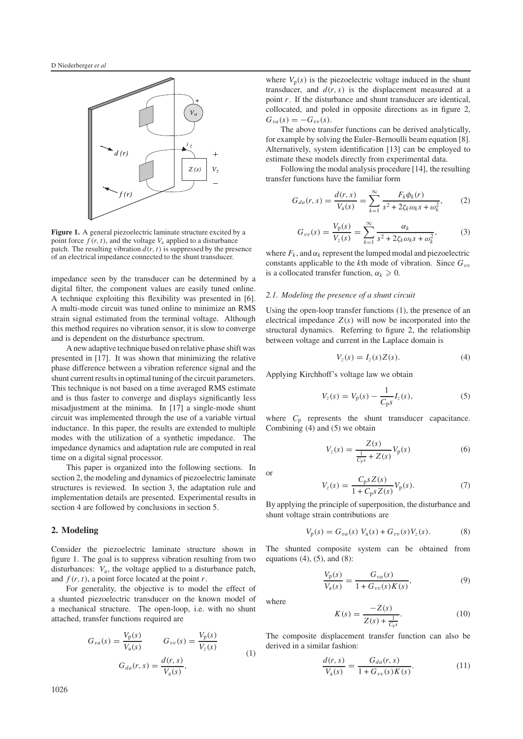**Figure 1.** A general piezoelectric laminate structure excited by a point force $f(r,t)$, and the voltage $V_a$ applied to a disturbance patch. The resulting vibration $d(r,t)$ is suppressed by the presence of an electrical impedance connected to the shunt transducer.

impedance seen by the transducer can be determined by a digital filter, the component values are easily tuned online. A technique exploiting this flexibility was presented in [6]. A multi-mode circuit was tuned online to minimize an RMS strain signal estimated from the terminal voltage. Although this method requires no vibration sensor, it is slow to converge and is dependent on the disturbance spectrum.

A new adaptive technique based on relative phase shift was presented in [17]. It was shown that minimizing the relative phase difference between a vibration reference signal and the shunt current results in optimal tuning of the circuit parameters. This technique is not based on a time averaged RMS estimate and is thus faster to converge and displays significantly less misadjustment at the minima. In [17] a single-mode shunt circuit was implemented through the use of a variable virtual inductance. In this paper, the results are extended to multiple modes with the utilization of a synthetic impedance. The impedance dynamics and adaptation rule are computed in real time on a digital signal processor.

This paper is organized into the following sections. In section 2, the modeling and dynamics of piezoelectric laminate structures is reviewed. In section 3, the adaptation rule and implementation details are presented. Experimental results in section 4 are followed by conclusions in section 5.

## 2. Modeling

Consider the piezoelectric laminate structure shown in figure 1. The goal is to suppress vibration resulting from two disturbances: $V_a$, the voltage applied to a disturbance patch, and $f(r,t)$, a point force located at the point $r$.

For generality, the objective is to model the effect of a shunted piezoelectric transducer on the known model of a mechanical structure. The open-loop, i.e. with no shunt attached, transfer functions required are

$$G_{va}(s) = \frac{V_p(s)}{V_a(s)} \qquad G_{vv}(s) = \frac{V_p(s)}{V_z(s)}$$
$$G_{da}(r,s) = \frac{d(r,s)}{V_a(s)}, \tag{1}$$

where $V_p(s)$ is the piezoelectric voltage induced in the shunt transducer, and $d(r,s)$ is the displacement measured at a point $r$. If the disturbance and shunt transducer are identical, collocated, and poled in opposite directions as in figure 2, $G_{va}(s) = -G_{vv}(s)$.

The above transfer functions can be derived analytically, for example by solving the Euler–Bernoulli beam equation [8]. Alternatively, system identification [13] can be employed to estimate these models directly from experimental data.

Following the modal analysis procedure [14], the resulting transfer functions have the familiar form

$$G_{da}(r,s) = \frac{d(r,s)}{V_a(s)} = \sum_{k=1}^{\infty} \frac{F_k \phi_k(r)}{s^2 + 2\zeta_k \omega_k s + \omega_k^2}, \tag{2}$$

$$G_{vv}(s) = \frac{V_p(s)}{V_z(s)} = \sum_{k=1}^{\infty} \frac{\alpha_k}{s^2 + 2\zeta_k \omega_k s + \omega_k^2}, \tag{3}$$

where $F_k$, and $\alpha_k$ represent the lumped modal and piezoelectric constants applicable to the $k$th mode of vibration. Since $G_{vv}$ is a collocated transfer function, $\alpha_k \geqslant 0$.

### 2.1. Modeling the presence of a shunt circuit

Using the open-loop transfer functions (1), the presence of an electrical impedance $Z(s)$ will now be incorporated into the structural dynamics. Referring to figure 2, the relationship between voltage and current in the Laplace domain is

$$V_z(s) = I_z(s) Z(s). \tag{4}$$

Applying Kirchhoff's voltage law we obtain

$$V_z(s) = V_p(s) - \frac{1}{C_p s} I_z(s), \tag{5}$$

where $C_p$ represents the shunt transducer capacitance. Combining (4) and (5) we obtain

$$V_z(s) = \frac{Z(s)}{\frac{1}{C_p s} + Z(s)} V_p(s) \tag{6}$$

or

$$V_z(s) = \frac{C_p s Z(s)}{1 + C_p s Z(s)} V_p(s). \tag{7}$$

By applying the principle of superposition, the disturbance and shunt voltage strain contributions are

$$V_p(s) = G_{va}(s)\, V_a(s) + G_{vv}(s) V_z(s). \tag{8}$$

The shunted composite system can be obtained from equations (4), (5), and (8):

$$\frac{V_p(s)}{V_a(s)} = \frac{G_{va}(s)}{1 + G_{vv}(s) K(s)}, \tag{9}$$

where

$$K(s) = \frac{-Z(s)}{Z(s) + \frac{1}{C_p s}}. \tag{10}$$

The composite displacement transfer function can also be derived in a similar fashion:

$$\frac{d(r,s)}{V_a(s)} = \frac{G_{da}(r,s)}{1 + G_{vv}(s) K(s)}. \tag{11}$$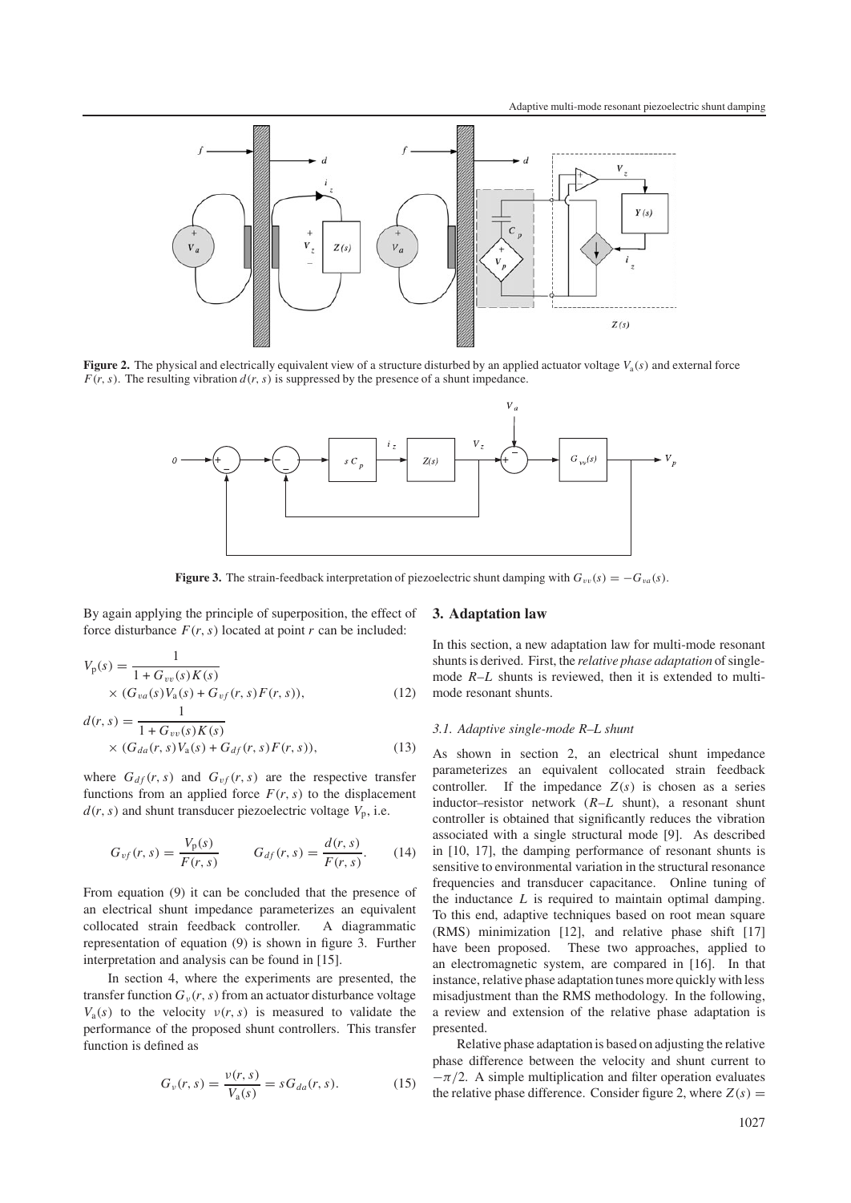**Figure 2.** The physical and electrically equivalent view of a structure disturbed by an applied actuator voltage $V_a(s)$ and external force $F(r,s)$. The resulting vibration $d(r,s)$ is suppressed by the presence of a shunt impedance.

**Figure 3.** The strain-feedback interpretation of piezoelectric shunt damping with $G_{vv}(s) = -G_{va}(s)$.

By again applying the principle of superposition, the effect of force disturbance $F(r,s)$ located at point $r$ can be included:

$$V_p(s) = \frac{1}{1 + G_{vv}(s)K(s)} \times (G_{va}(s)V_a(s) + G_{vf}(r,s)F(r,s)), \tag{12}$$

$$d(r,s) = \frac{1}{1 + G_{vv}(s)K(s)} \times (G_{da}(r,s)V_a(s) + G_{df}(r,s)F(r,s)), \tag{13}$$

where $G_{df}(r,s)$ and $G_{vf}(r,s)$ are the respective transfer functions from an applied force $F(r,s)$ to the displacement $d(r,s)$ and shunt transducer piezoelectric voltage $V_p$, i.e.

$$G_{vf}(r,s) = \frac{V_p(s)}{F(r,s)} \qquad G_{df}(r,s) = \frac{d(r,s)}{F(r,s)}. \tag{14}$$

From equation (9) it can be concluded that the presence of an electrical shunt impedance parameterizes an equivalent collocated strain feedback controller. A diagrammatic representation of equation (9) is shown in figure 3. Further interpretation and analysis can be found in [15].

In section 4, where the experiments are presented, the transfer function $G_v(r,s)$ from an actuator disturbance voltage $V_a(s)$ to the velocity $v(r,s)$ is measured to validate the performance of the proposed shunt controllers. This transfer function is defined as

$$G_v(r,s) = \frac{v(r,s)}{V_a(s)} = sG_{da}(r,s). \tag{15}$$

## 3. Adaptation law

In this section, a new adaptation law for multi-mode resonant shunts is derived. First, the *relative phase adaptation* of single-mode *R–L* shunts is reviewed, then it is extended to multi-mode resonant shunts.

### 3.1. Adaptive single-mode R–L shunt

As shown in section 2, an electrical shunt impedance parameterizes an equivalent collocated strain feedback controller. If the impedance $Z(s)$ is chosen as a series inductor–resistor network (*R–L* shunt), a resonant shunt controller is obtained that significantly reduces the vibration associated with a single structural mode [9]. As described in [10, 17], the damping performance of resonant shunts is sensitive to environmental variation in the structural resonance frequencies and transducer capacitance. Online tuning of the inductance $L$ is required to maintain optimal damping. To this end, adaptive techniques based on root mean square (RMS) minimization [12], and relative phase shift [17] have been proposed. These two approaches, applied to an electromagnetic system, are compared in [16]. In that instance, relative phase adaptation tunes more quickly with less misadjustment than the RMS methodology. In the following, a review and extension of the relative phase adaptation is presented.

Relative phase adaptation is based on adjusting the relative phase difference between the velocity and shunt current to $-\pi/2$. A simple multiplication and filter operation evaluates the relative phase difference. Consider figure 2, where $Z(s) =$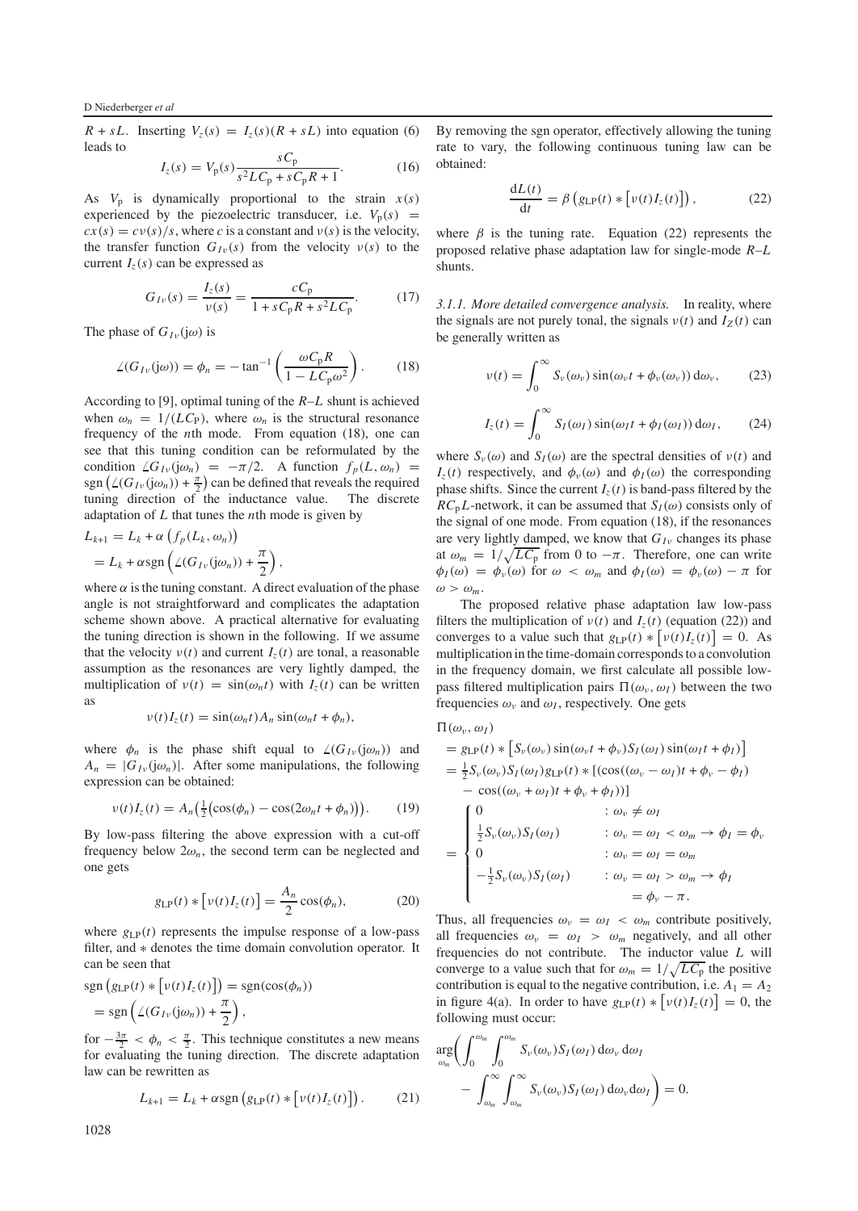$R + sL$. Inserting $V_z(s) = I_z(s)(R + sL)$ into equation (6) leads to

$$I_z(s) = V_p(s) \frac{sC_p}{s^2 LC_p + sC_p R + 1}. \tag{16}$$

As $V_p$ is dynamically proportional to the strain $x(s)$ experienced by the piezoelectric transducer, i.e. $V_p(s) = cx(s) = cv(s)/s$, where $c$ is a constant and $v(s)$ is the velocity, the transfer function $G_{Iv}(s)$ from the velocity $v(s)$ to the current $I_z(s)$ can be expressed as

$$G_{Iv}(s) = \frac{I_z(s)}{v(s)} = \frac{cC_p}{1 + sC_p R + s^2 LC_p}. \tag{17}$$

The phase of $G_{Iv}(\mathrm{j}\omega)$ is

$$\angle(G_{Iv}(\mathrm{j}\omega)) = \phi_n = -\tan^{-1}\left(\frac{\omega C_p R}{1 - LC_p \omega^2}\right). \tag{18}$$

According to [9], optimal tuning of the $R$–$L$ shunt is achieved when $\omega_n = 1/(LC_P)$, where $\omega_n$ is the structural resonance frequency of the $n$th mode. From equation (18), one can see that this tuning condition can be reformulated by the condition $\angle G_{Iv}(\mathrm{j}\omega_n) = -\pi/2$. A function $f_p(L, \omega_n) = \mathrm{sgn}\left(\angle(G_{Iv}(\mathrm{j}\omega_n)) + \frac{\pi}{2}\right)$ can be defined that reveals the required tuning direction of the inductance value. The discrete adaptation of $L$ that tunes the $n$th mode is given by

$$\begin{aligned} L_{k+1} &= L_k + \alpha\left(f_p(L_k, \omega_n)\right) \\ &= L_k + \alpha \mathrm{sgn}\left(\angle(G_{Iv}(\mathrm{j}\omega_n)) + \frac{\pi}{2}\right), \end{aligned}$$

where $\alpha$ is the tuning constant. A direct evaluation of the phase angle is not straightforward and complicates the adaptation scheme shown above. A practical alternative for evaluating the tuning direction is shown in the following. If we assume that the velocity $v(t)$ and current $I_z(t)$ are tonal, a reasonable assumption as the resonances are very lightly damped, the multiplication of $v(t) = \sin(\omega_n t)$ with $I_z(t)$ can be written as

$$v(t)I_z(t) = \sin(\omega_n t) A_n \sin(\omega_n t + \phi_n),$$

where $\phi_n$ is the phase shift equal to $\angle(G_{Iv}(\mathrm{j}\omega_n))$ and $A_n = |G_{Iv}(\mathrm{j}\omega_n)|$. After some manipulations, the following expression can be obtained:

$$v(t)I_z(t) = A_n\left(\tfrac{1}{2}\left(\cos(\phi_n) - \cos(2\omega_n t + \phi_n)\right)\right). \tag{19}$$

By low-pass filtering the above expression with a cut-off frequency below $2\omega_n$, the second term can be neglected and one gets

$$g_{\mathrm{LP}}(t) * \left[v(t)I_z(t)\right] = \frac{A_n}{2}\cos(\phi_n), \tag{20}$$

where $g_{\mathrm{LP}}(t)$ represents the impulse response of a low-pass filter, and $*$ denotes the time domain convolution operator. It can be seen that

$$\begin{aligned} &\mathrm{sgn}\left(g_{\mathrm{LP}}(t) * \left[v(t)I_z(t)\right]\right) = \mathrm{sgn}(\cos(\phi_n)) \\ &= \mathrm{sgn}\left(\angle(G_{Iv}(\mathrm{j}\omega_n)) + \frac{\pi}{2}\right), \end{aligned}$$

for $-\frac{3\pi}{2} < \phi_n < \frac{\pi}{2}$. This technique constitutes a new means for evaluating the tuning direction. The discrete adaptation law can be rewritten as

$$L_{k+1} = L_k + \alpha \mathrm{sgn}\left(g_{\mathrm{LP}}(t) * \left[v(t)I_z(t)\right]\right). \tag{21}$$

By removing the sgn operator, effectively allowing the tuning rate to vary, the following continuous tuning law can be obtained:

$$\frac{\mathrm{d}L(t)}{\mathrm{d}t} = \beta\left(g_{\mathrm{LP}}(t) * \left[v(t)I_z(t)\right]\right), \tag{22}$$

where $\beta$ is the tuning rate. Equation (22) represents the proposed relative phase adaptation law for single-mode $R$–$L$ shunts.

#### 3.1.1. More detailed convergence analysis.

In reality, where the signals are not purely tonal, the signals $v(t)$ and $I_Z(t)$ can be generally written as

$$v(t) = \int_0^\infty S_v(\omega_v)\sin(\omega_v t + \phi_v(\omega_v))\,\mathrm{d}\omega_v, \tag{23}$$

$$I_z(t) = \int_0^\infty S_I(\omega_I)\sin(\omega_I t + \phi_I(\omega_I))\,\mathrm{d}\omega_I, \tag{24}$$

where $S_v(\omega)$ and $S_I(\omega)$ are the spectral densities of $v(t)$ and $I_z(t)$ respectively, and $\phi_v(\omega)$ and $\phi_I(\omega)$ the corresponding phase shifts. Since the current $I_z(t)$ is band-pass filtered by the $RC_pL$-network, it can be assumed that $S_I(\omega)$ consists only of the signal of one mode. From equation (18), if the resonances are very lightly damped, we know that $G_{Iv}$ changes its phase at $\omega_m = 1/\sqrt{LC_p}$ from 0 to $-\pi$. Therefore, one can write $\phi_I(\omega) = \phi_v(\omega)$ for $\omega < \omega_m$ and $\phi_I(\omega) = \phi_v(\omega) - \pi$ for $\omega > \omega_m$.

The proposed relative phase adaptation law low-pass filters the multiplication of $v(t)$ and $I_z(t)$ (equation (22)) and converges to a value such that $g_{\mathrm{LP}}(t) * \left[v(t)I_z(t)\right] = 0$. As multiplication in the time-domain corresponds to a convolution in the frequency domain, we first calculate all possible low-pass filtered multiplication pairs $\Pi(\omega_v, \omega_I)$ between the two frequencies $\omega_v$ and $\omega_I$, respectively. One gets

$$\begin{aligned} &\Pi(\omega_v, \omega_I) \\ &= g_{\mathrm{LP}}(t) * \left[S_v(\omega_v)\sin(\omega_v t + \phi_v)S_I(\omega_I)\sin(\omega_I t + \phi_I)\right] \\ &= \tfrac{1}{2}S_v(\omega_v)S_I(\omega_I)g_{\mathrm{LP}}(t) * [(\cos((\omega_v - \omega_I)t + \phi_v - \phi_I) \\ &\quad - \cos((\omega_v + \omega_I)t + \phi_v + \phi_I))] \\ &= \begin{cases} 0 & : \omega_v \neq \omega_I \\ \tfrac{1}{2}S_v(\omega_v)S_I(\omega_I) & : \omega_v = \omega_I < \omega_m \rightarrow \phi_I = \phi_v \\ 0 & : \omega_v = \omega_I = \omega_m \\ -\tfrac{1}{2}S_v(\omega_v)S_I(\omega_I) & : \omega_v = \omega_I > \omega_m \rightarrow \phi_I = \phi_v - \pi. \end{cases} \end{aligned}$$

Thus, all frequencies $\omega_v = \omega_I < \omega_m$ contribute positively, all frequencies $\omega_v = \omega_I > \omega_m$ negatively, and all other frequencies do not contribute. The inductor value $L$ will converge to a value such that for $\omega_m = 1/\sqrt{LC_p}$ the positive contribution is equal to the negative contribution, i.e. $A_1 = A_2$ in figure 4(a). In order to have $g_{\mathrm{LP}}(t) * \left[v(t)I_z(t)\right] = 0$, the following must occur:

$$\begin{aligned} \arg_{\omega_m}\bigg(&\int_0^{\omega_m}\int_0^{\omega_m} S_v(\omega_v)S_I(\omega_I)\,\mathrm{d}\omega_v\,\mathrm{d}\omega_I \\ &- \int_{\omega_m}^\infty\int_{\omega_m}^\infty S_v(\omega_v)S_I(\omega_I)\,\mathrm{d}\omega_v\mathrm{d}\omega_I\bigg) = 0. \end{aligned}$$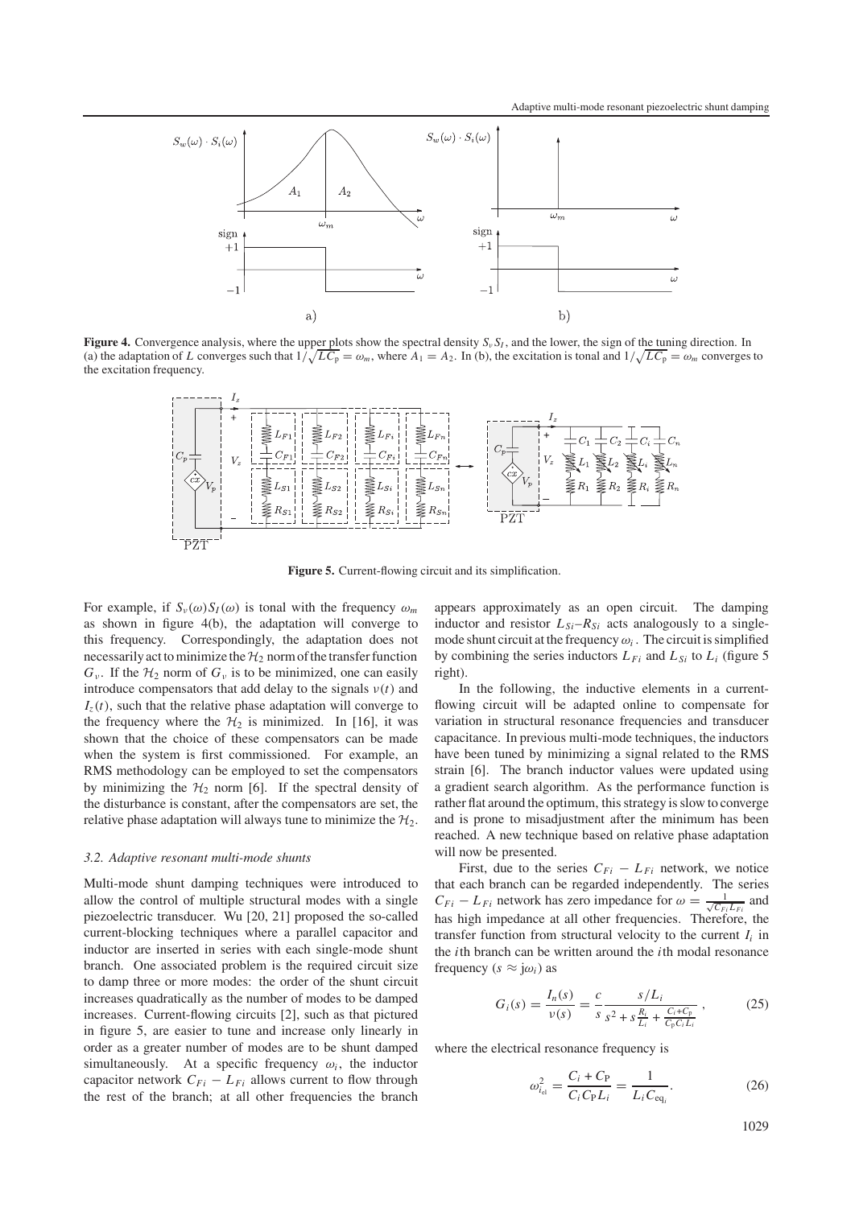**Figure 4.** Convergence analysis, where the upper plots show the spectral density $S_v S_I$, and the lower, the sign of the tuning direction. In (a) the adaptation of $L$ converges such that $1/\sqrt{LC_p} = \omega_m$, where $A_1 = A_2$. In (b), the excitation is tonal and $1/\sqrt{LC_p} = \omega_m$ converges to the excitation frequency.

**Figure 5.** Current-flowing circuit and its simplification.

For example, if $S_v(\omega)S_I(\omega)$ is tonal with the frequency $\omega_m$ as shown in figure 4(b), the adaptation will converge to this frequency. Correspondingly, the adaptation does not necessarily act to minimize the $\mathcal{H}_2$ norm of the transfer function $G_v$. If the $\mathcal{H}_2$ norm of $G_v$ is to be minimized, one can easily introduce compensators that add delay to the signals $v(t)$ and $I_z(t)$, such that the relative phase adaptation will converge to the frequency where the $\mathcal{H}_2$ is minimized. In [16], it was shown that the choice of these compensators can be made when the system is first commissioned. For example, an RMS methodology can be employed to set the compensators by minimizing the $\mathcal{H}_2$ norm [6]. If the spectral density of the disturbance is constant, after the compensators are set, the relative phase adaptation will always tune to minimize the $\mathcal{H}_2$.

### 3.2. Adaptive resonant multi-mode shunts

Multi-mode shunt damping techniques were introduced to allow the control of multiple structural modes with a single piezoelectric transducer. Wu [20, 21] proposed the so-called current-blocking techniques where a parallel capacitor and inductor are inserted in series with each single-mode shunt branch. One associated problem is the required circuit size to damp three or more modes: the order of the shunt circuit increases quadratically as the number of modes to be damped increases. Current-flowing circuits [2], such as that pictured in figure 5, are easier to tune and increase only linearly in order as a greater number of modes are to be shunt damped simultaneously. At a specific frequency $\omega_i$, the inductor capacitor network $C_{Fi} - L_{Fi}$ allows current to flow through the rest of the branch; at all other frequencies the branch appears approximately as an open circuit. The damping inductor and resistor $L_{Si}$–$R_{Si}$ acts analogously to a single-mode shunt circuit at the frequency $\omega_i$. The circuit is simplified by combining the series inductors $L_{Fi}$ and $L_{Si}$ to $L_i$ (figure 5 right).

In the following, the inductive elements in a current-flowing circuit will be adapted online to compensate for variation in structural resonance frequencies and transducer capacitance. In previous multi-mode techniques, the inductors have been tuned by minimizing a signal related to the RMS strain [6]. The branch inductor values were updated using a gradient search algorithm. As the performance function is rather flat around the optimum, this strategy is slow to converge and is prone to misadjustment after the minimum has been reached. A new technique based on relative phase adaptation will now be presented.

First, due to the series $C_{Fi} - L_{Fi}$ network, we notice that each branch can be regarded independently. The series $C_{Fi} - L_{Fi}$ network has zero impedance for $\omega = \frac{1}{\sqrt{C_{Fi}L_{Fi}}}$ and has high impedance at all other frequencies. Therefore, the transfer function from structural velocity to the current $I_i$ in the $i$th branch can be written around the $i$th modal resonance frequency ($s \approx j\omega_i$) as

$$G_i(s) = \frac{I_n(s)}{v(s)} = \frac{c}{s} \frac{s/L_i}{s^2 + s\frac{R_i}{L_i} + \frac{C_i + C_p}{C_p C_i L_i}}, \tag{25}$$

where the electrical resonance frequency is

$$\omega_{i_{el}}^2 = \frac{C_i + C_P}{C_i C_P L_i} = \frac{1}{L_i C_{eq_i}}. \tag{26}$$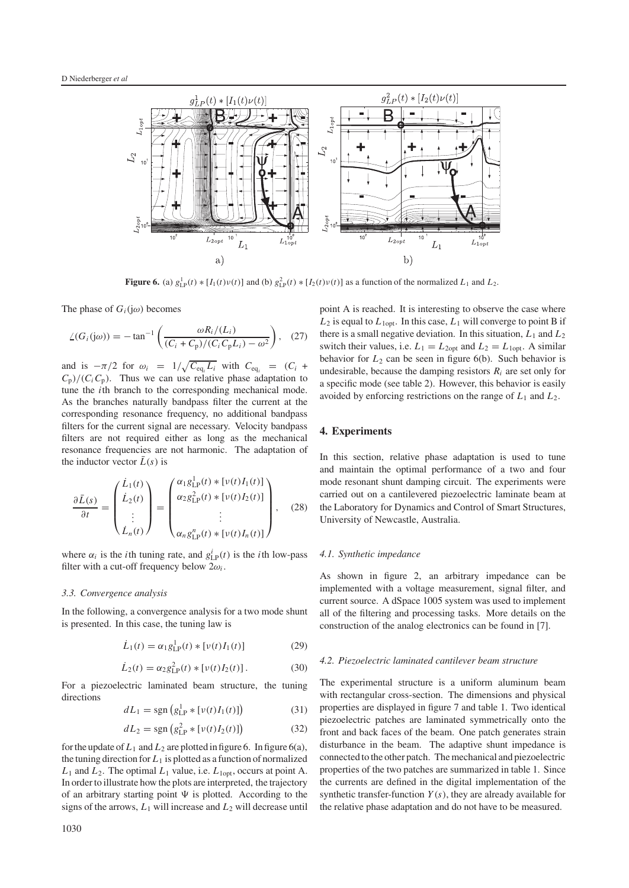**Figure 6.** (a) $g_{\mathrm{LP}}^1(t) * [I_1(t)\nu(t)]$ and (b) $g_{\mathrm{LP}}^2(t) * [I_2(t)\nu(t)]$ as a function of the normalized $L_1$ and $L_2$.

The phase of $G_i(\mathrm{j}\omega)$ becomes

$$\angle(G_i(\mathrm{j}\omega)) = -\tan^{-1}\left(\frac{\omega R_i/(L_i)}{(C_i + C_\mathrm{p})/(C_i C_\mathrm{p} L_i) - \omega^2}\right), \quad (27)$$

and is $-\pi/2$ for $\omega_i = 1/\sqrt{C_{\mathrm{eq}_i} L_i}$ with $C_{\mathrm{eq}_i} = (C_i + C_\mathrm{p})/(C_i C_\mathrm{p})$. Thus we can use relative phase adaptation to tune the $i$th branch to the corresponding mechanical mode. As the branches naturally bandpass filter the current at the corresponding resonance frequency, no additional bandpass filters for the current signal are necessary. Velocity bandpass filters are not required either as long as the mechanical resonance frequencies are not harmonic. The adaptation of the inductor vector $\bar{L}(s)$ is

$$\frac{\partial \bar{L}(s)}{\partial t} = \begin{pmatrix} \dot{L}_1(t) \\ \dot{L}_2(t) \\ \vdots \\ \dot{L}_n(t) \end{pmatrix} = \begin{pmatrix} \alpha_1 g_{\mathrm{LP}}^1(t) * [\nu(t) I_1(t)] \\ \alpha_2 g_{\mathrm{LP}}^2(t) * [\nu(t) I_2(t)] \\ \vdots \\ \alpha_n g_{\mathrm{LP}}^n(t) * [\nu(t) I_n(t)] \end{pmatrix}, \quad (28)$$

where $\alpha_i$ is the $i$th tuning rate, and $g_{\mathrm{LP}}^i(t)$ is the $i$th low-pass filter with a cut-off frequency below $2\omega_i$.

### 3.3. Convergence analysis

In the following, a convergence analysis for a two mode shunt is presented. In this case, the tuning law is

$$\dot{L}_1(t) = \alpha_1 g_{\mathrm{LP}}^1(t) * [\nu(t) I_1(t)] \quad (29)$$

$$\dot{L}_2(t) = \alpha_2 g_{\mathrm{LP}}^2(t) * [\nu(t) I_2(t)]. \quad (30)$$

For a piezoelectric laminated beam structure, the tuning directions

$$dL_1 = \mathrm{sgn}\left(g_{\mathrm{LP}}^1 * [\nu(t) I_1(t)]\right) \quad (31)$$

$$dL_2 = \mathrm{sgn}\left(g_{\mathrm{LP}}^2 * [\nu(t) I_2(t)]\right) \quad (32)$$

for the update of $L_1$ and $L_2$ are plotted in figure 6. In figure 6(a), the tuning direction for $L_1$ is plotted as a function of normalized $L_1$ and $L_2$. The optimal $L_1$ value, i.e. $L_{1\mathrm{opt}}$, occurs at point A. In order to illustrate how the plots are interpreted, the trajectory of an arbitrary starting point $\Psi$ is plotted. According to the signs of the arrows, $L_1$ will increase and $L_2$ will decrease until point A is reached. It is interesting to observe the case where $L_2$ is equal to $L_{1\mathrm{opt}}$. In this case, $L_1$ will converge to point B if there is a small negative deviation. In this situation, $L_1$ and $L_2$ switch their values, i.e. $L_1 = L_{2\mathrm{opt}}$ and $L_2 = L_{1\mathrm{opt}}$. A similar behavior for $L_2$ can be seen in figure 6(b). Such behavior is undesirable, because the damping resistors $R_i$ are set only for a specific mode (see table 2). However, this behavior is easily avoided by enforcing restrictions on the range of $L_1$ and $L_2$.

## 4. Experiments

In this section, relative phase adaptation is used to tune and maintain the optimal performance of a two and four mode resonant shunt damping circuit. The experiments were carried out on a cantilevered piezoelectric laminate beam at the Laboratory for Dynamics and Control of Smart Structures, University of Newcastle, Australia.

### 4.1. Synthetic impedance

As shown in figure 2, an arbitrary impedance can be implemented with a voltage measurement, signal filter, and current source. A dSpace 1005 system was used to implement all of the filtering and processing tasks. More details on the construction of the analog electronics can be found in [7].

### 4.2. Piezoelectric laminated cantilever beam structure

The experimental structure is a uniform aluminum beam with rectangular cross-section. The dimensions and physical properties are displayed in figure 7 and table 1. Two identical piezoelectric patches are laminated symmetrically onto the front and back faces of the beam. One patch generates strain disturbance in the beam. The adaptive shunt impedance is connected to the other patch. The mechanical and piezoelectric properties of the two patches are summarized in table 1. Since the currents are defined in the digital implementation of the synthetic transfer-function $Y(s)$, they are already available for the relative phase adaptation and do not have to be measured.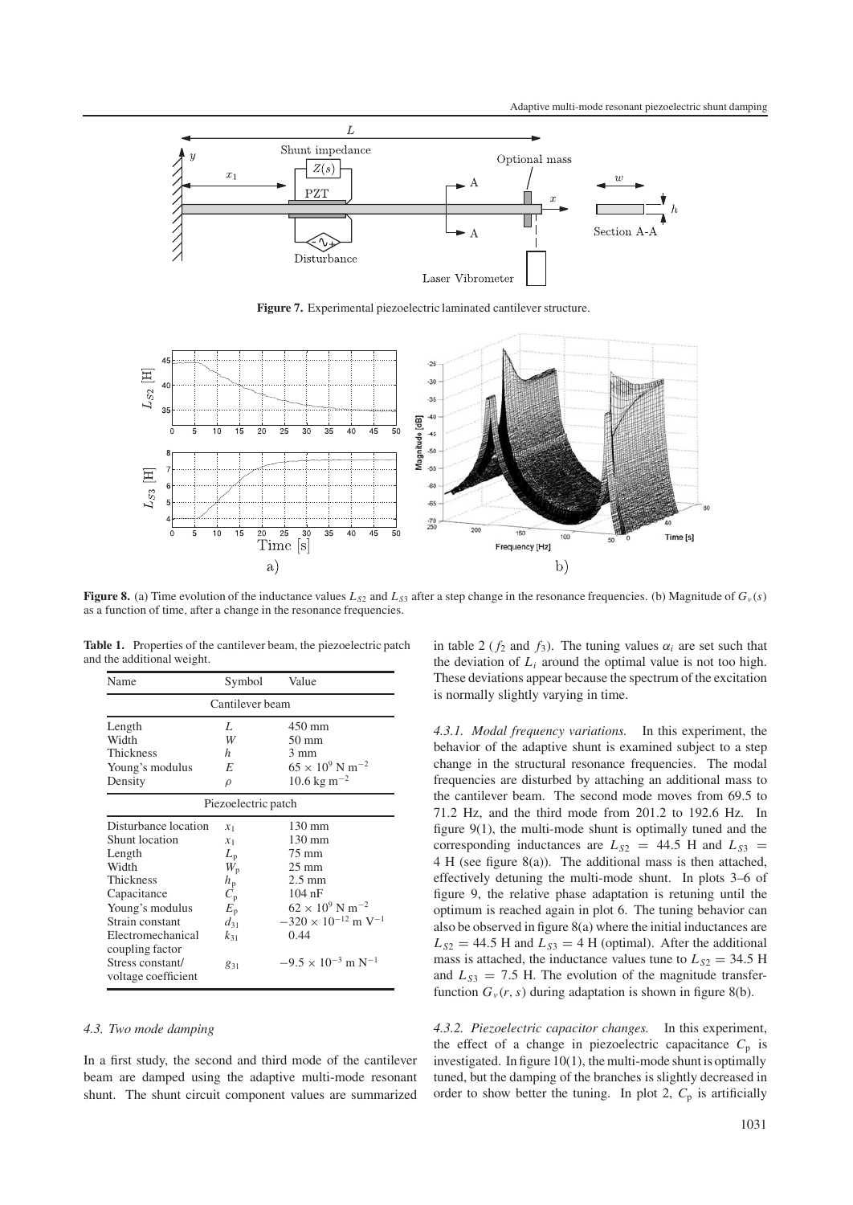**Figure 7.** Experimental piezoelectric laminated cantilever structure.

**Figure 8.** (a) Time evolution of the inductance values $L_{S2}$ and $L_{S3}$ after a step change in the resonance frequencies. (b) Magnitude of $G_v(s)$ as a function of time, after a change in the resonance frequencies.

**Table 1.** Properties of the cantilever beam, the piezoelectric patch and the additional weight.

| Name | Symbol | Value |
|---|---|---|
| Cantilever beam | | |
| Length | $L$ | 450 mm |
| Width | $W$ | 50 mm |
| Thickness | $h$ | 3 mm |
| Young's modulus | $E$ | $65 \times 10^9$ N m$^{-2}$ |
| Density | $\rho$ | 10.6 kg m$^{-2}$ |
| Piezoelectric patch | | |
| Disturbance location | $x_1$ | 130 mm |
| Shunt location | $x_1$ | 130 mm |
| Length | $L_p$ | 75 mm |
| Width | $W_p$ | 25 mm |
| Thickness | $h_p$ | 2.5 mm |
| Capacitance | $C_p$ | 104 nF |
| Young's modulus | $E_p$ | $62 \times 10^9$ N m$^{-2}$ |
| Strain constant | $d_{31}$ | $-320 \times 10^{-12}$ m V$^{-1}$ |
| Electromechanical coupling factor | $k_{31}$ | 0.44 |
| Stress constant/ voltage coefficient | $g_{31}$ | $-9.5 \times 10^{-3}$ m N$^{-1}$ |

### 4.3. Two mode damping

In a first study, the second and third mode of the cantilever beam are damped using the adaptive multi-mode resonant shunt. The shunt circuit component values are summarized in table 2 ($f_2$ and $f_3$). The tuning values $\alpha_i$ are set such that the deviation of $L_i$ around the optimal value is not too high. These deviations appear because the spectrum of the excitation is normally slightly varying in time.

*4.3.1. Modal frequency variations.* In this experiment, the behavior of the adaptive shunt is examined subject to a step change in the structural resonance frequencies. The modal frequencies are disturbed by attaching an additional mass to the cantilever beam. The second mode moves from 69.5 to 71.2 Hz, and the third mode from 201.2 to 192.6 Hz. In figure 9(1), the multi-mode shunt is optimally tuned and the corresponding inductances are $L_{S2} = 44.5$ H and $L_{S3} = 4$ H (see figure 8(a)). The additional mass is then attached, effectively detuning the multi-mode shunt. In plots 3–6 of figure 9, the relative phase adaptation is retuning until the optimum is reached again in plot 6. The tuning behavior can also be observed in figure 8(a) where the initial inductances are $L_{S2} = 44.5$ H and $L_{S3} = 4$ H (optimal). After the additional mass is attached, the inductance values tune to $L_{S2} = 34.5$ H and $L_{S3} = 7.5$ H. The evolution of the magnitude transfer-function $G_v(r, s)$ during adaptation is shown in figure 8(b).

*4.3.2. Piezoelectric capacitor changes.* In this experiment, the effect of a change in piezoelectric capacitance $C_p$ is investigated. In figure 10(1), the multi-mode shunt is optimally tuned, but the damping of the branches is slightly decreased in order to show better the tuning. In plot 2, $C_p$ is artificially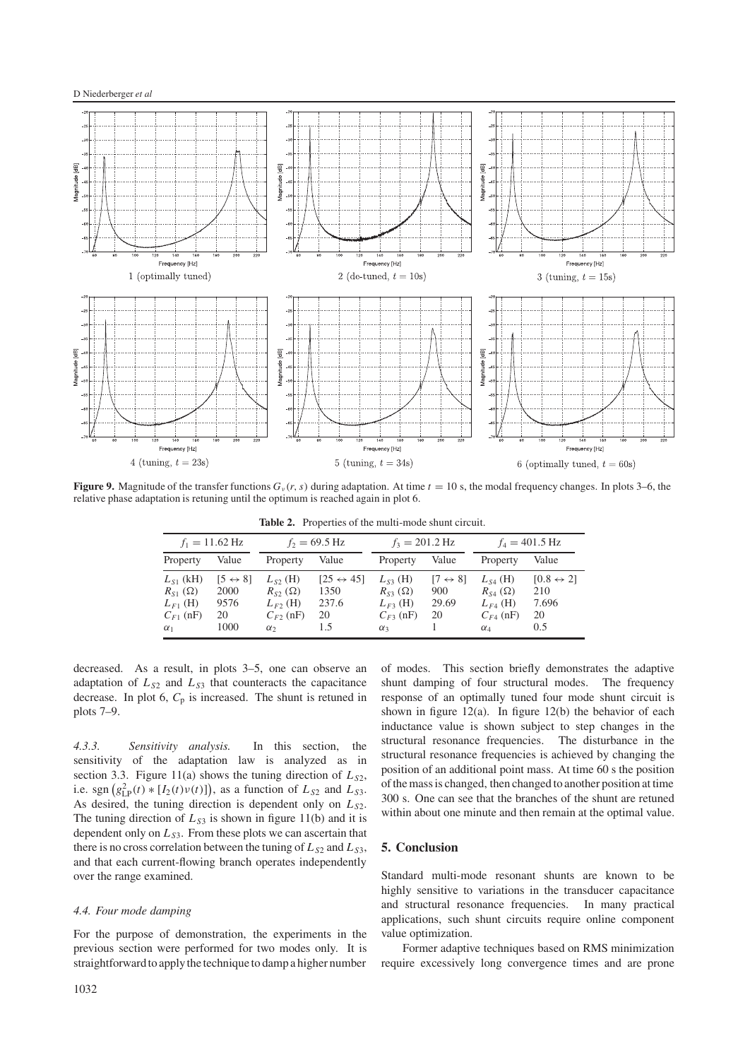Figure 9. Magnitude of the transfer functions $G_v(r, s)$ during adaptation. At time $t = 10$ s, the modal frequency changes. In plots 3–6, the relative phase adaptation is retuning until the optimum is reached again in plot 6.

**Table 2.** Properties of the multi-mode shunt circuit.

| $f_1 = 11.62$ Hz | | $f_2 = 69.5$ Hz | | $f_3 = 201.2$ Hz | | $f_4 = 401.5$ Hz | |
|---|---|---|---|---|---|---|---|
| Property | Value | Property | Value | Property | Value | Property | Value |
| $L_{S1}$ (kH) | $[5 \leftrightarrow 8]$ | $L_{S2}$ (H) | $[25 \leftrightarrow 45]$ | $L_{S3}$ (H) | $[7 \leftrightarrow 8]$ | $L_{S4}$ (H) | $[0.8 \leftrightarrow 2]$ |
| $R_{S1}$ (Ω) | 2000 | $R_{S2}$ (Ω) | 1350 | $R_{S3}$ (Ω) | 900 | $R_{S4}$ (Ω) | 210 |
| $L_{F1}$ (H) | 9576 | $L_{F2}$ (H) | 237.6 | $L_{F3}$ (H) | 29.69 | $L_{F4}$ (H) | 7.696 |
| $C_{F1}$ (nF) | 20 | $C_{F2}$ (nF) | 20 | $C_{F3}$ (nF) | 20 | $C_{F4}$ (nF) | 20 |
| $\alpha_1$ | 1000 | $\alpha_2$ | 1.5 | $\alpha_3$ | 1 | $\alpha_4$ | 0.5 |

decreased. As a result, in plots 3–5, one can observe an adaptation of $L_{S2}$ and $L_{S3}$ that counteracts the capacitance decrease. In plot 6, $C_p$ is increased. The shunt is retuned in plots 7–9.

*4.3.3. Sensitivity analysis.* In this section, the sensitivity of the adaptation law is analyzed as in section 3.3. Figure 11(a) shows the tuning direction of $L_{S2}$, i.e. $\text{sgn}\left(g_{\text{LP}}^2(t) * [I_2(t)v(t)]\right)$, as a function of $L_{S2}$ and $L_{S3}$. As desired, the tuning direction is dependent only on $L_{S2}$. The tuning direction of $L_{S3}$ is shown in figure 11(b) and it is dependent only on $L_{S3}$. From these plots we can ascertain that there is no cross correlation between the tuning of $L_{S2}$ and $L_{S3}$, and that each current-flowing branch operates independently over the range examined.

### 4.4. Four mode damping

For the purpose of demonstration, the experiments in the previous section were performed for two modes only. It is straightforward to apply the technique to damp a higher number of modes. This section briefly demonstrates the adaptive shunt damping of four structural modes. The frequency response of an optimally tuned four mode shunt circuit is shown in figure 12(a). In figure 12(b) the behavior of each inductance value is shown subject to step changes in the structural resonance frequencies. The disturbance in the structural resonance frequencies is achieved by changing the position of an additional point mass. At time 60 s the position of the mass is changed, then changed to another position at time 300 s. One can see that the branches of the shunt are retuned within about one minute and then remain at the optimal value.

## 5. Conclusion

Standard multi-mode resonant shunts are known to be highly sensitive to variations in the transducer capacitance and structural resonance frequencies. In many practical applications, such shunt circuits require online component value optimization.

Former adaptive techniques based on RMS minimization require excessively long convergence times and are prone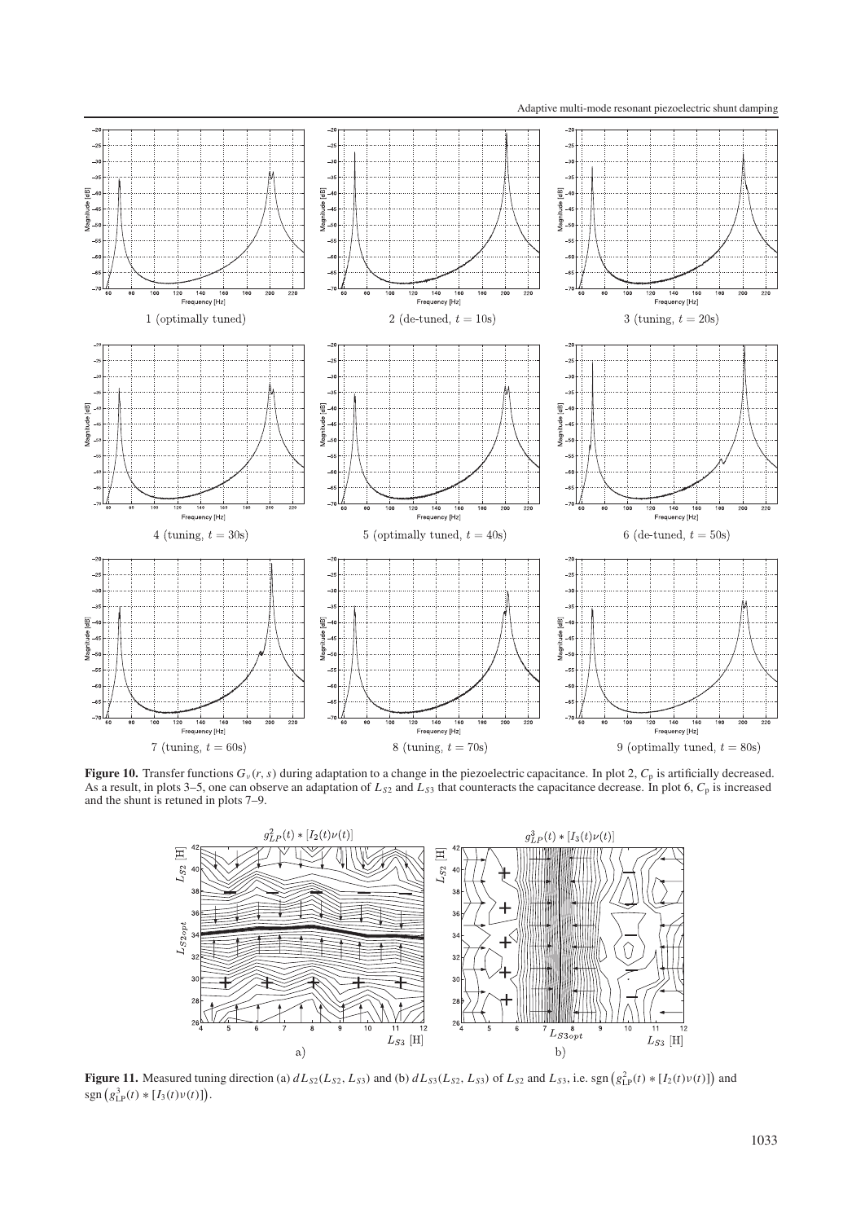**Figure 10.** Transfer functions $G_v(r, s)$ during adaptation to a change in the piezoelectric capacitance. In plot 2, $C_p$ is artificially decreased. As a result, in plots 3–5, one can observe an adaptation of $L_{S2}$ and $L_{S3}$ that counteracts the capacitance decrease. In plot 6, $C_p$ is increased and the shunt is retuned in plots 7–9.

**Figure 11.** Measured tuning direction (a) $dL_{S2}(L_{S2}, L_{S3})$ and (b) $dL_{S3}(L_{S2}, L_{S3})$ of $L_{S2}$ and $L_{S3}$, i.e. $\text{sgn}\left(g_{\text{LP}}^2(t) * [I_2(t)\nu(t)]\right)$ and $\text{sgn}\left(g_{\text{LP}}^3(t) * [I_3(t)\nu(t)]\right)$.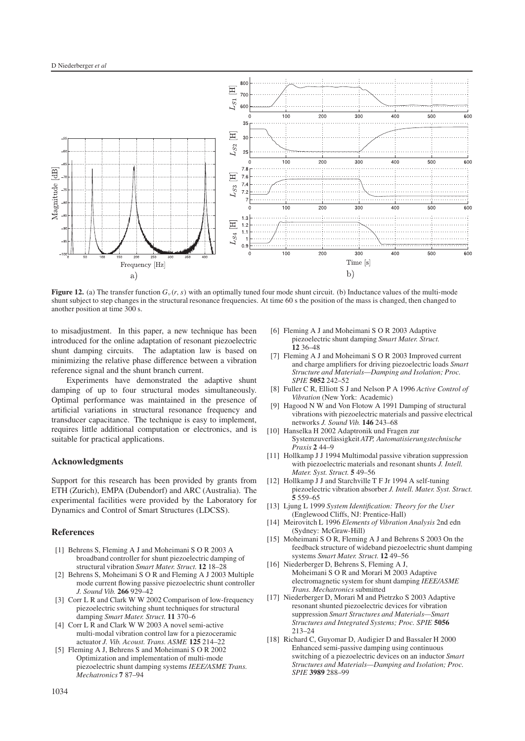**Figure 12.** (a) The transfer function $G_v(r, s)$ with an optimally tuned four mode shunt circuit. (b) Inductance values of the multi-mode shunt subject to step changes in the structural resonance frequencies. At time 60 s the position of the mass is changed, then changed to another position at time 300 s.

to misadjustment. In this paper, a new technique has been introduced for the online adaptation of resonant piezoelectric shunt damping circuits. The adaptation law is based on minimizing the relative phase difference between a vibration reference signal and the shunt branch current.

Experiments have demonstrated the adaptive shunt damping of up to four structural modes simultaneously. Optimal performance was maintained in the presence of artificial variations in structural resonance frequency and transducer capacitance. The technique is easy to implement, requires little additional computation or electronics, and is suitable for practical applications.

## Acknowledgments

Support for this research has been provided by grants from ETH (Zurich), EMPA (Dubendorf) and ARC (Australia). The experimental facilities were provided by the Laboratory for Dynamics and Control of Smart Structures (LDCSS).

## References

[1] Behrens S, Fleming A J and Moheimani S O R 2003 A broadband controller for shunt piezoelectric damping of structural vibration *Smart Mater. Struct.* **12** 18–28

[2] Behrens S, Moheimani S O R and Fleming A J 2003 Multiple mode current flowing passive piezoelectric shunt controller *J. Sound Vib.* **266** 929–42

[3] Corr L R and Clark W W 2002 Comparison of low-frequency piezoelectric switching shunt techniques for structural damping *Smart Mater. Struct.* **11** 370–6

[4] Corr L R and Clark W W 2003 A novel semi-active multi-modal vibration control law for a piezoceramic actuator *J. Vib. Acoust. Trans. ASME* **125** 214–22

[5] Fleming A J, Behrens S and Moheimani S O R 2002 Optimization and implementation of multi-mode piezoelectric shunt damping systems *IEEE/ASME Trans. Mechatronics* **7** 87–94

[6] Fleming A J and Moheimani S O R 2003 Adaptive piezoelectric shunt damping *Smart Mater. Struct.* **12** 36–48

[7] Fleming A J and Moheimani S O R 2003 Improved current and charge amplifiers for driving piezoelectric loads *Smart Structure and Materials—Damping and Isolation; Proc. SPIE* **5052** 242–52

[8] Fuller C R, Elliott S J and Nelson P A 1996 *Active Control of Vibration* (New York: Academic)

[9] Hagood N W and Von Flotow A 1991 Damping of structural vibrations with piezoelectric materials and passive electrical networks *J. Sound Vib.* **146** 243–68

[10] Hanselka H 2002 Adaptronik und Fragen zur Systemzuverlässigkeit *ATP, Automatisierungstechnische Praxis* **2** 44–9

[11] Hollkamp J J 1994 Multimodal passive vibration suppression with piezoelectric materials and resonant shunts *J. Intell. Mater. Syst. Struct.* **5** 49–56

[12] Hollkamp J J and Starchville T F Jr 1994 A self-tuning piezoelectric vibration absorber *J. Intell. Mater. Syst. Struct.* **5** 559–65

[13] Ljung L 1999 *System Identification: Theory for the User* (Englewood Cliffs, NJ: Prentice-Hall)

[14] Meirovitch L 1996 *Elements of Vibration Analysis* 2nd edn (Sydney: McGraw-Hill)

[15] Moheimani S O R, Fleming A J and Behrens S 2003 On the feedback structure of wideband piezoelectric shunt damping systems *Smart Mater. Struct.* **12** 49–56

[16] Niederberger D, Behrens S, Fleming A J, Moheimani S O R and Morari M 2003 Adaptive electromagnetic system for shunt damping *IEEE/ASME Trans. Mechatronics* submitted

[17] Niederberger D, Morari M and Pietrzko S 2003 Adaptive resonant shunted piezoelectric devices for vibration suppression *Smart Structures and Materials—Smart Structures and Integrated Systems; Proc. SPIE* **5056** 213–24

[18] Richard C, Guyomar D, Audigier D and Bassaler H 2000 Enhanced semi-passive damping using continuous switching of a piezoelectric devices on an inductor *Smart Structures and Materials—Damping and Isolation; Proc. SPIE* **3989** 288–99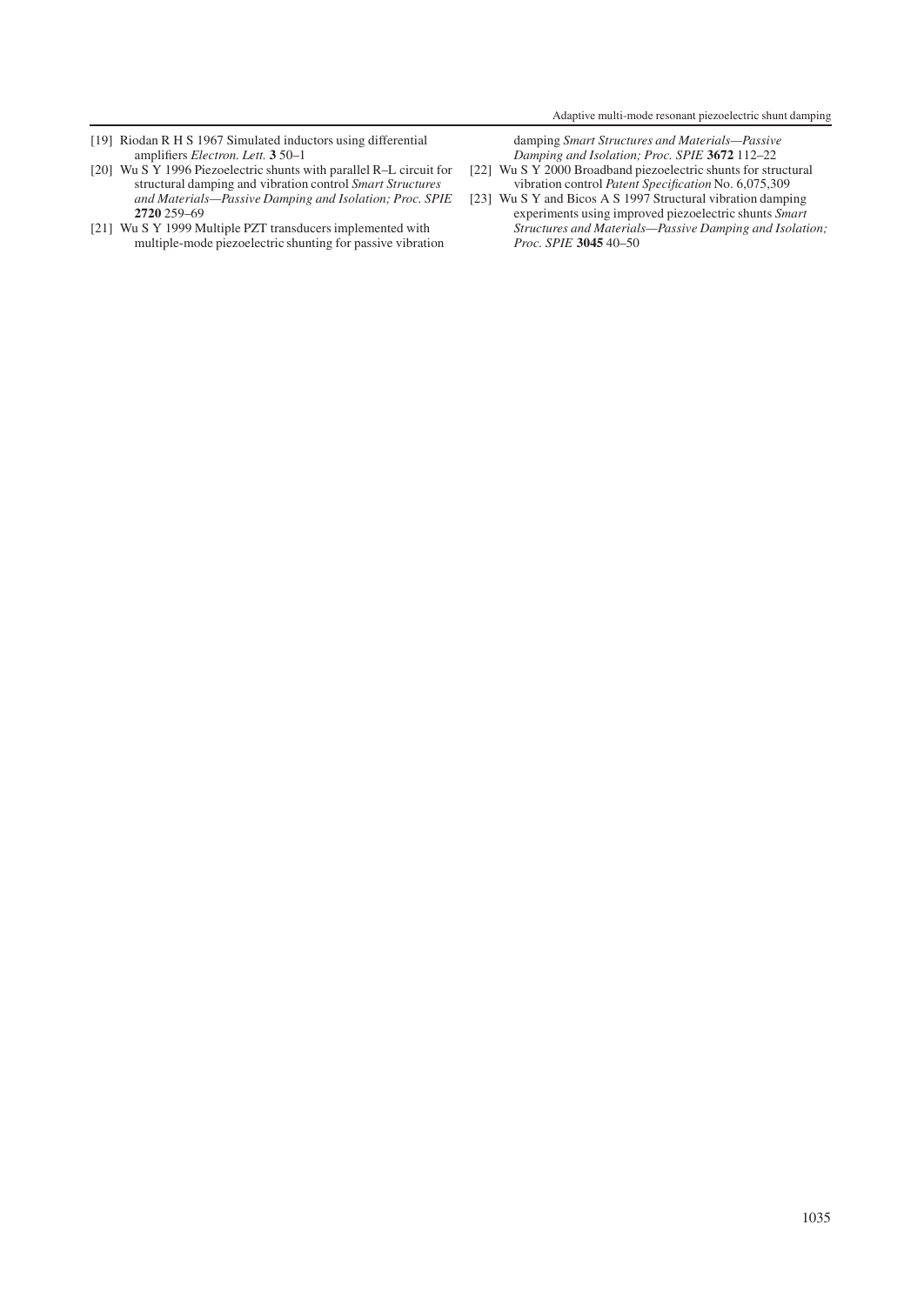[19] Riodan R H S 1967 Simulated inductors using differential amplifiers *Electron. Lett.* **3** 50–1

[20] Wu S Y 1996 Piezoelectric shunts with parallel R–L circuit for structural damping and vibration control *Smart Structures and Materials—Passive Damping and Isolation; Proc. SPIE* **2720** 259–69

[21] Wu S Y 1999 Multiple PZT transducers implemented with multiple-mode piezoelectric shunting for passive vibration damping *Smart Structures and Materials—Passive Damping and Isolation; Proc. SPIE* **3672** 112–22

[22] Wu S Y 2000 Broadband piezoelectric shunts for structural vibration control *Patent Specification* No. 6,075,309

[23] Wu S Y and Bicos A S 1997 Structural vibration damping experiments using improved piezoelectric shunts *Smart Structures and Materials—Passive Damping and Isolation; Proc. SPIE* **3045** 40–50